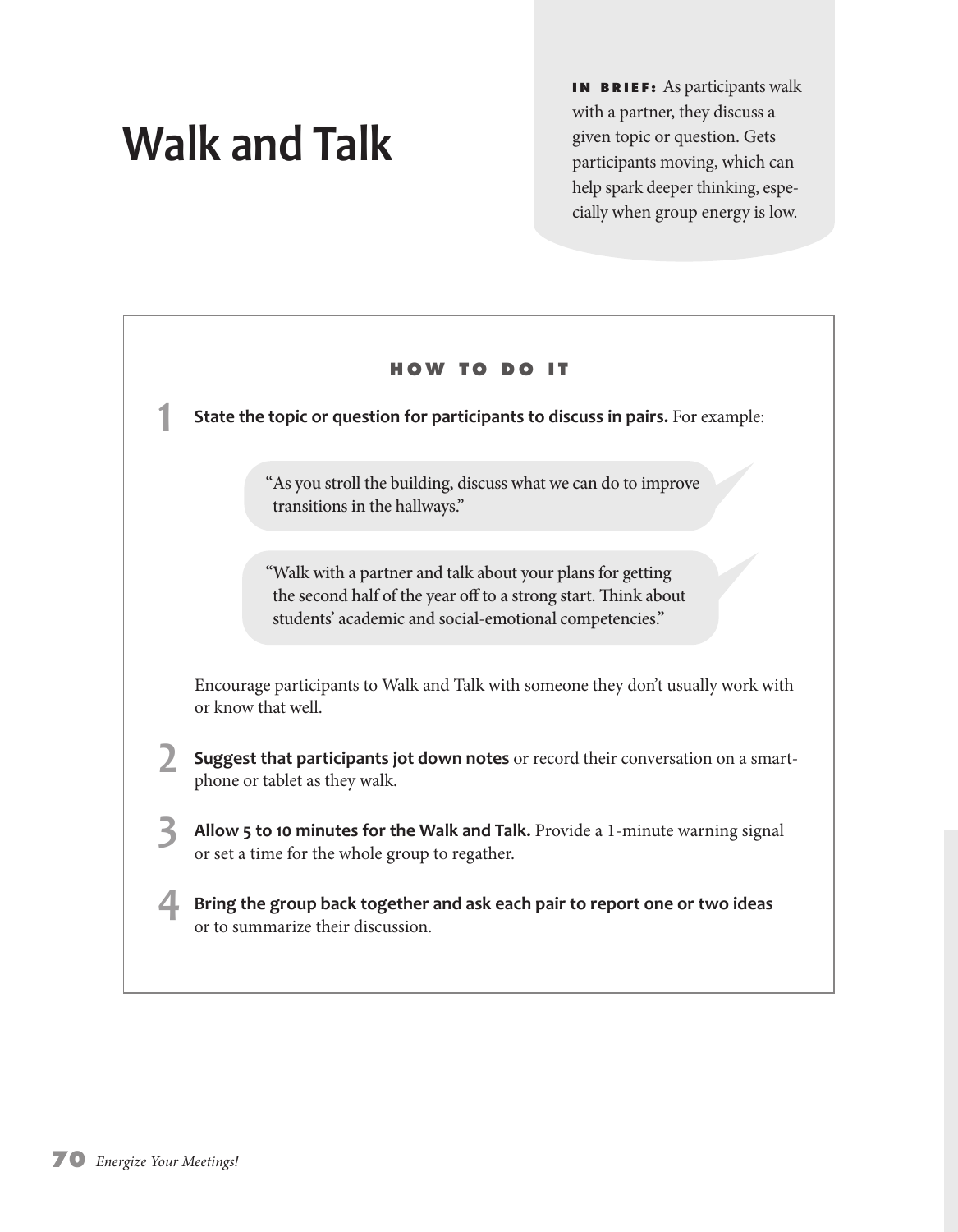# Walk and Talk

**IN BRIEF:** As participants walk with a partner, they discuss a given topic or question. Gets participants moving, which can help spark deeper thinking, especially when group energy is low.

## HOW TO DO IT

1. **State the topic or question for participants to discuss in pairs.** For example:

   > "As you stroll the building, discuss what we can do to improve transitions in the hallways."

   > "Walk with a partner and talk about your plans for getting the second half of the year off to a strong start. Think about students' academic and social-emotional competencies."

   Encourage participants to Walk and Talk with someone they don't usually work with or know that well.

2. **Suggest that participants jot down notes** or record their conversation on a smartphone or tablet as they walk.

3. **Allow 5 to 10 minutes for the Walk and Talk.** Provide a 1-minute warning signal or set a time for the whole group to regather.

4. **Bring the group back together and ask each pair to report one or two ideas** or to summarize their discussion.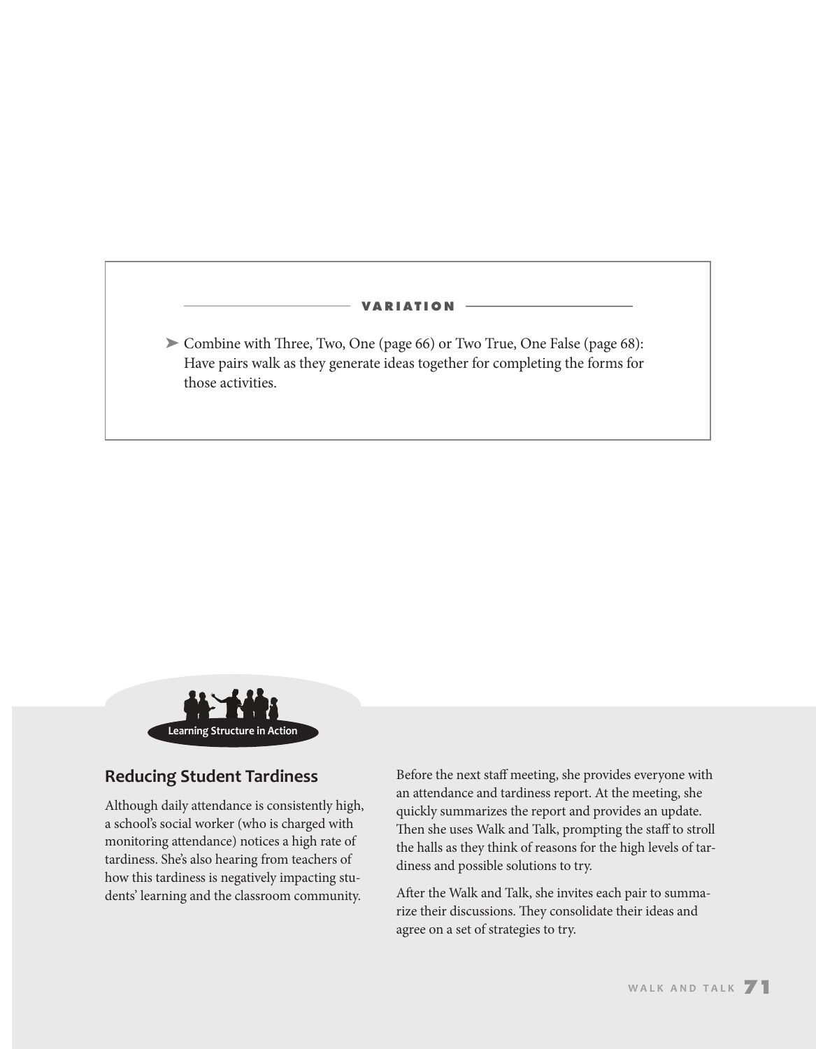### VARIATION

➤ Combine with Three, Two, One (page 66) or Two True, One False (page 68): Have pairs walk as they generate ideas together for completing the forms for those activities.

Learning Structure in Action

## Reducing Student Tardiness

Although daily attendance is consistently high, a school's social worker (who is charged with monitoring attendance) notices a high rate of tardiness. She's also hearing from teachers of how this tardiness is negatively impacting students' learning and the classroom community.

Before the next staff meeting, she provides everyone with an attendance and tardiness report. At the meeting, she quickly summarizes the report and provides an update. Then she uses Walk and Talk, prompting the staff to stroll the halls as they think of reasons for the high levels of tardiness and possible solutions to try.

After the Walk and Talk, she invites each pair to summarize their discussions. They consolidate their ideas and agree on a set of strategies to try.